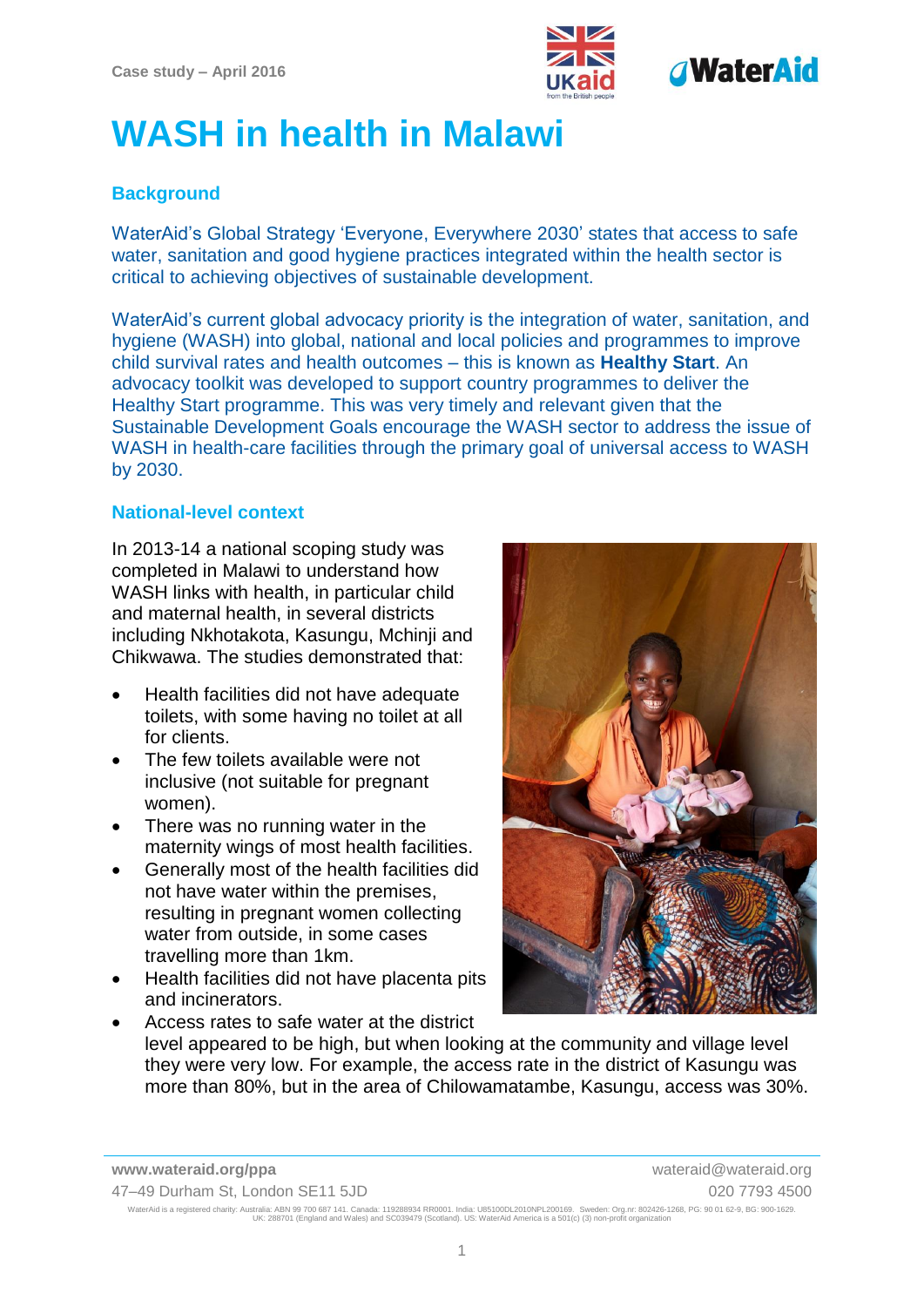Case study – April 2016

# WASH in health in Malawi

## Background

WaterAid's Global Strategy 'Everyone, Everywhere 2030' states that access to safe water, sanitation and good hygiene practices integrated within the health sector is critical to achieving objectives of sustainable development.

WaterAid's current global advocacy priority is the integration of water, sanitation, and hygiene (WASH) into global, national and local policies and programmes to improve child survival rates and health outcomes – this is known as **Healthy Start**. An advocacy toolkit was developed to support country programmes to deliver the Healthy Start programme. This was very timely and relevant given that the Sustainable Development Goals encourage the WASH sector to address the issue of WASH in health-care facilities through the primary goal of universal access to WASH by 2030.

## National-level context

In 2013-14 a national scoping study was completed in Malawi to understand how WASH links with health, in particular child and maternal health, in several districts including Nkhotakota, Kasungu, Mchinji and Chikwawa. The studies demonstrated that:

- Health facilities did not have adequate toilets, with some having no toilet at all for clients.
- The few toilets available were not inclusive (not suitable for pregnant women).
- There was no running water in the maternity wings of most health facilities.
- Generally most of the health facilities did not have water within the premises, resulting in pregnant women collecting water from outside, in some cases travelling more than 1km.
- Health facilities did not have placenta pits and incinerators.
- Access rates to safe water at the district level appeared to be high, but when looking at the community and village level they were very low. For example, the access rate in the district of Kasungu was more than 80%, but in the area of Chilowamatambe, Kasungu, access was 30%.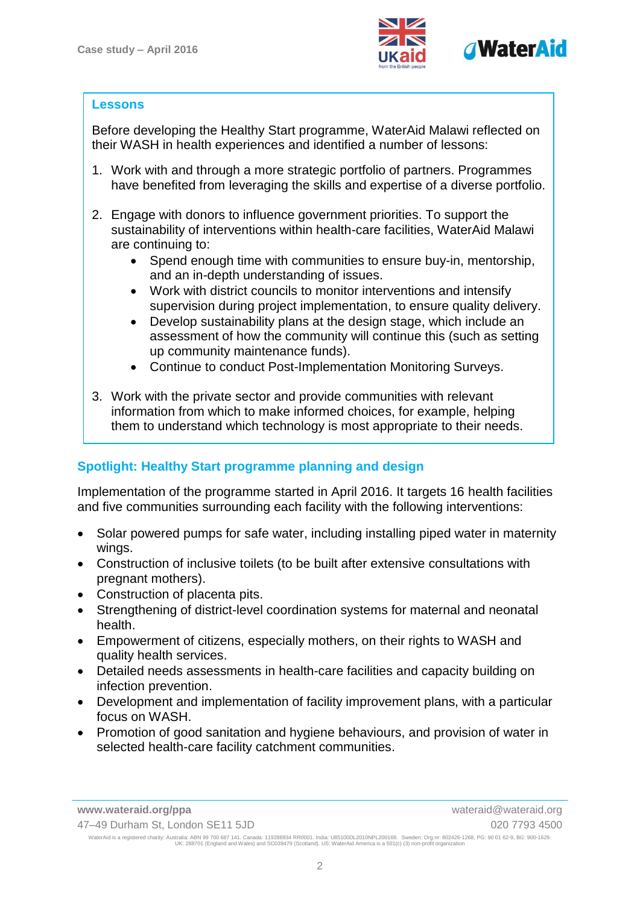## Lessons

Before developing the Healthy Start programme, WaterAid Malawi reflected on their WASH in health experiences and identified a number of lessons:

1. Work with and through a more strategic portfolio of partners. Programmes have benefited from leveraging the skills and expertise of a diverse portfolio.

2. Engage with donors to influence government priorities. To support the sustainability of interventions within health-care facilities, WaterAid Malawi are continuing to:
   - Spend enough time with communities to ensure buy-in, mentorship, and an in-depth understanding of issues.
   - Work with district councils to monitor interventions and intensify supervision during project implementation, to ensure quality delivery.
   - Develop sustainability plans at the design stage, which include an assessment of how the community will continue this (such as setting up community maintenance funds).
   - Continue to conduct Post-Implementation Monitoring Surveys.

3. Work with the private sector and provide communities with relevant information from which to make informed choices, for example, helping them to understand which technology is most appropriate to their needs.

## Spotlight: Healthy Start programme planning and design

Implementation of the programme started in April 2016. It targets 16 health facilities and five communities surrounding each facility with the following interventions:

- Solar powered pumps for safe water, including installing piped water in maternity wings.
- Construction of inclusive toilets (to be built after extensive consultations with pregnant mothers).
- Construction of placenta pits.
- Strengthening of district-level coordination systems for maternal and neonatal health.
- Empowerment of citizens, especially mothers, on their rights to WASH and quality health services.
- Detailed needs assessments in health-care facilities and capacity building on infection prevention.
- Development and implementation of facility improvement plans, with a particular focus on WASH.
- Promotion of good sanitation and hygiene behaviours, and provision of water in selected health-care facility catchment communities.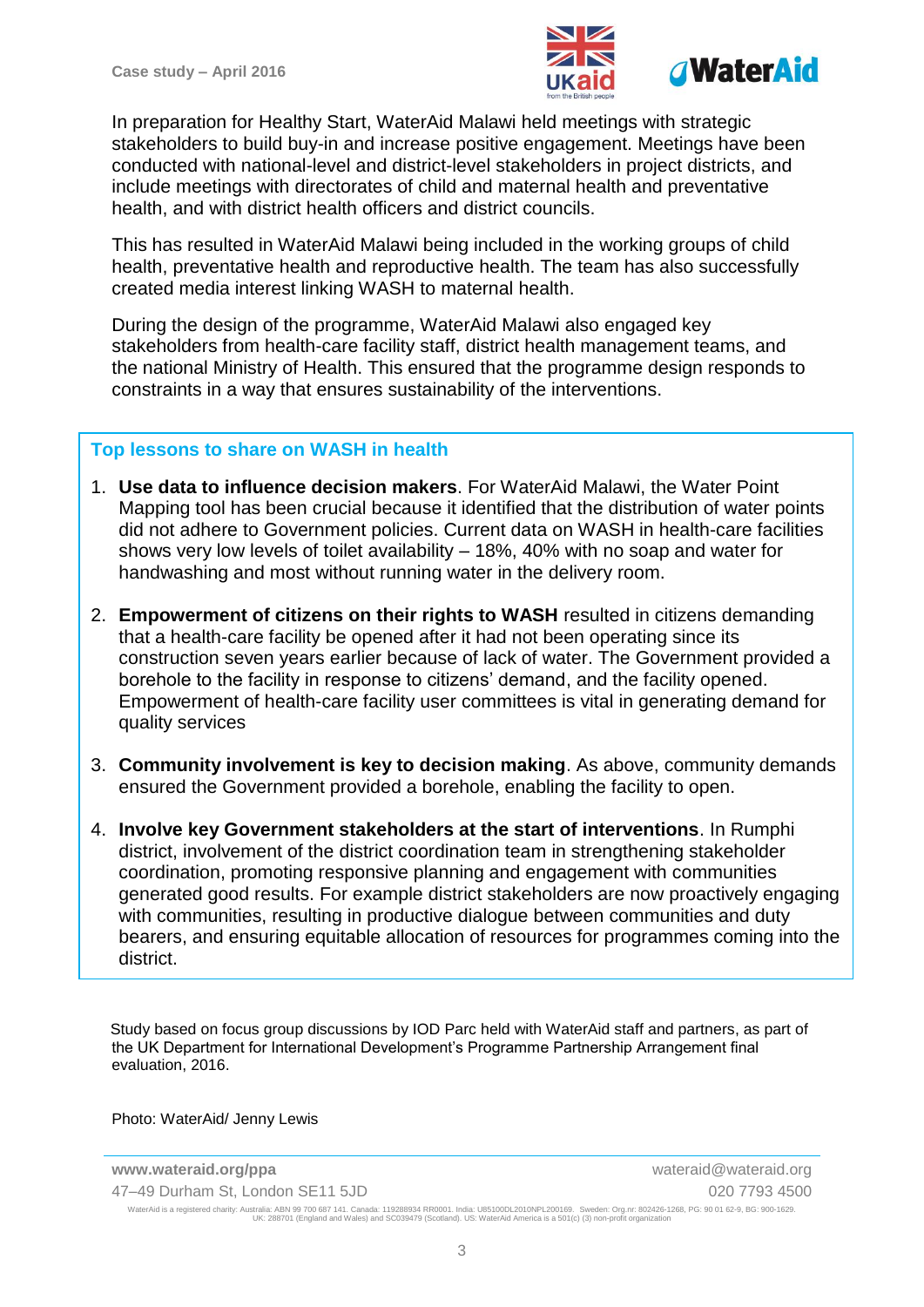In preparation for Healthy Start, WaterAid Malawi held meetings with strategic stakeholders to build buy-in and increase positive engagement. Meetings have been conducted with national-level and district-level stakeholders in project districts, and include meetings with directorates of child and maternal health and preventative health, and with district health officers and district councils.

This has resulted in WaterAid Malawi being included in the working groups of child health, preventative health and reproductive health. The team has also successfully created media interest linking WASH to maternal health.

During the design of the programme, WaterAid Malawi also engaged key stakeholders from health-care facility staff, district health management teams, and the national Ministry of Health. This ensured that the programme design responds to constraints in a way that ensures sustainability of the interventions.

## Top lessons to share on WASH in health

1. **Use data to influence decision makers**. For WaterAid Malawi, the Water Point Mapping tool has been crucial because it identified that the distribution of water points did not adhere to Government policies. Current data on WASH in health-care facilities shows very low levels of toilet availability – 18%, 40% with no soap and water for handwashing and most without running water in the delivery room.

2. **Empowerment of citizens on their rights to WASH** resulted in citizens demanding that a health-care facility be opened after it had not been operating since its construction seven years earlier because of lack of water. The Government provided a borehole to the facility in response to citizens' demand, and the facility opened. Empowerment of health-care facility user committees is vital in generating demand for quality services

3. **Community involvement is key to decision making**. As above, community demands ensured the Government provided a borehole, enabling the facility to open.

4. **Involve key Government stakeholders at the start of interventions**. In Rumphi district, involvement of the district coordination team in strengthening stakeholder coordination, promoting responsive planning and engagement with communities generated good results. For example district stakeholders are now proactively engaging with communities, resulting in productive dialogue between communities and duty bearers, and ensuring equitable allocation of resources for programmes coming into the district.

Study based on focus group discussions by IOD Parc held with WaterAid staff and partners, as part of the UK Department for International Development's Programme Partnership Arrangement final evaluation, 2016.

Photo: WaterAid/ Jenny Lewis